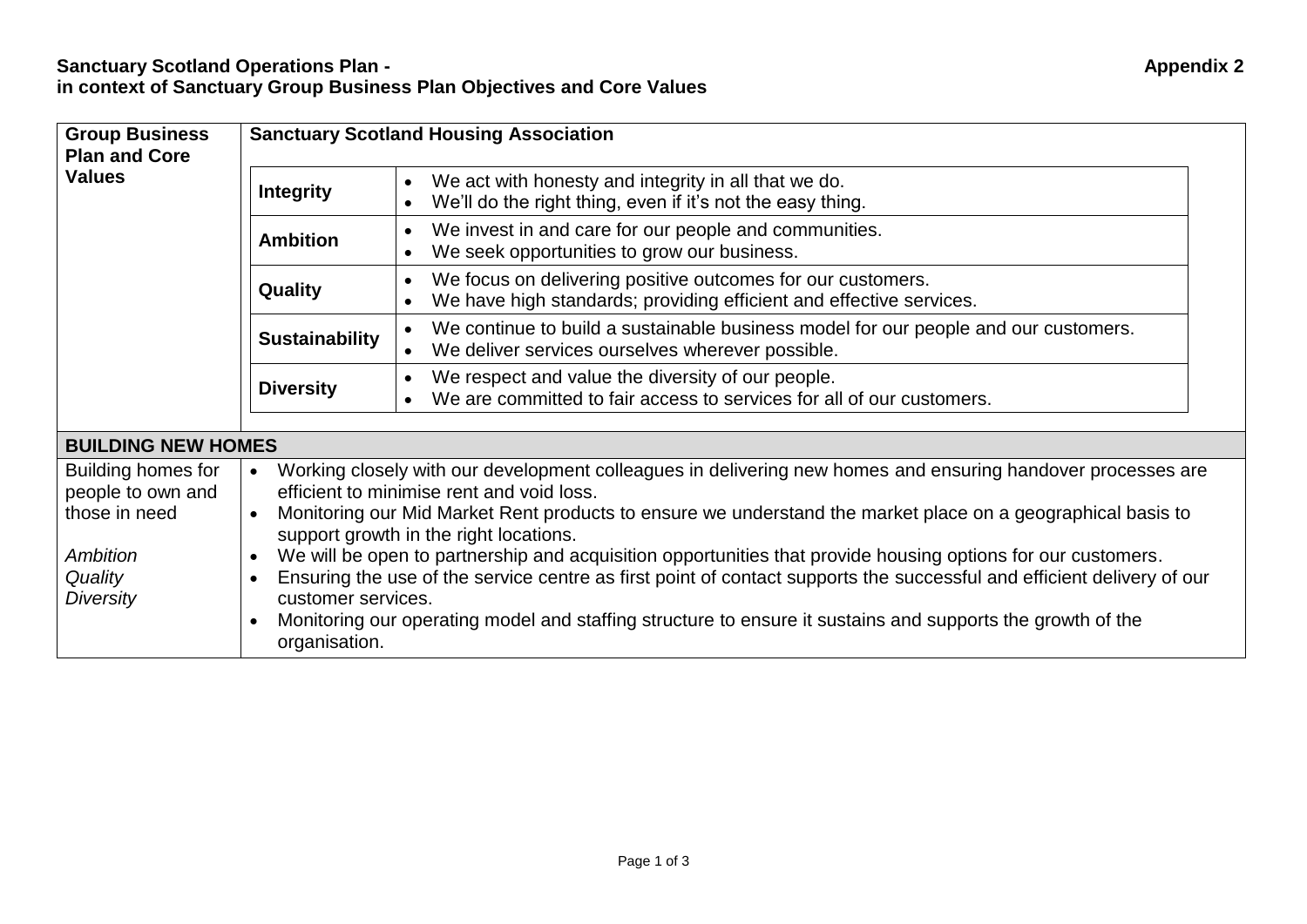**Sanctuary Scotland Operations Plan - in context of Sanctuary Group Business Plan Objectives and Core Values** **Appendix 2**

| Group Business Plan and Core Values | Sanctuary Scotland Housing Association | |
|---|---|---|
| | **Integrity** | • We act with honesty and integrity in all that we do.<br>• We'll do the right thing, even if it's not the easy thing. |
| | **Ambition** | • We invest in and care for our people and communities.<br>• We seek opportunities to grow our business. |
| | **Quality** | • We focus on delivering positive outcomes for our customers.<br>• We have high standards; providing efficient and effective services. |
| | **Sustainability** | • We continue to build a sustainable business model for our people and our customers.<br>• We deliver services ourselves wherever possible. |
| | **Diversity** | • We respect and value the diversity of our people.<br>• We are committed to fair access to services for all of our customers. |
| **BUILDING NEW HOMES** | | |
| Building homes for people to own and those in need<br><br>*Ambition*<br>*Quality*<br>*Diversity* | • Working closely with our development colleagues in delivering new homes and ensuring handover processes are efficient to minimise rent and void loss.<br>• Monitoring our Mid Market Rent products to ensure we understand the market place on a geographical basis to support growth in the right locations.<br>• We will be open to partnership and acquisition opportunities that provide housing options for our customers.<br>• Ensuring the use of the service centre as first point of contact supports the successful and efficient delivery of our customer services.<br>• Monitoring our operating model and staffing structure to ensure it sustains and supports the growth of the organisation. | |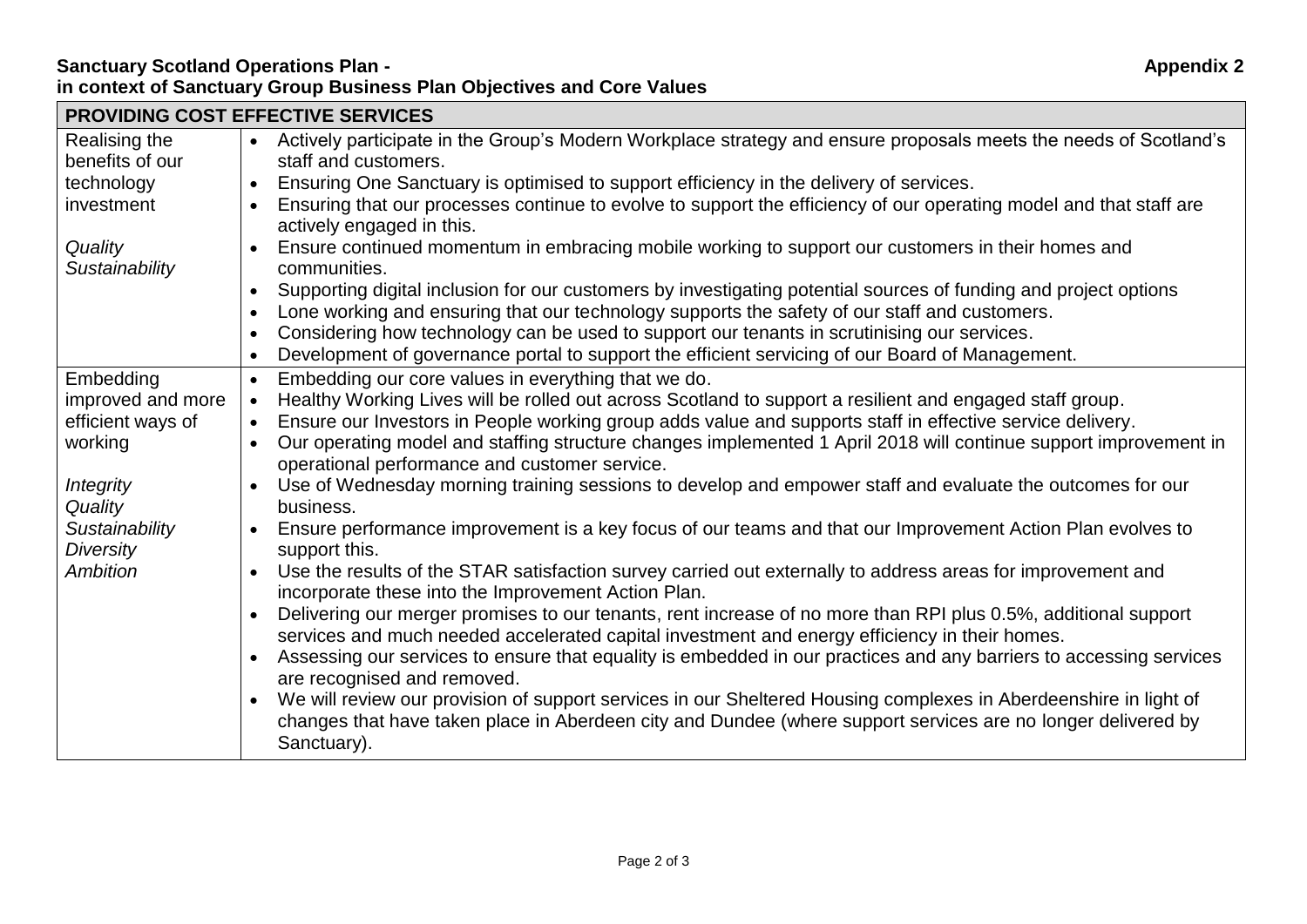**Sanctuary Scotland Operations Plan -** **Appendix 2**
**in context of Sanctuary Group Business Plan Objectives and Core Values**

| **PROVIDING COST EFFECTIVE SERVICES** | |
|---|---|
| Realising the benefits of our technology investment<br><br>*Quality*<br>*Sustainability* | • Actively participate in the Group's Modern Workplace strategy and ensure proposals meets the needs of Scotland's staff and customers.<br>• Ensuring One Sanctuary is optimised to support efficiency in the delivery of services.<br>• Ensuring that our processes continue to evolve to support the efficiency of our operating model and that staff are actively engaged in this.<br>• Ensure continued momentum in embracing mobile working to support our customers in their homes and communities.<br>• Supporting digital inclusion for our customers by investigating potential sources of funding and project options<br>• Lone working and ensuring that our technology supports the safety of our staff and customers.<br>• Considering how technology can be used to support our tenants in scrutinising our services.<br>• Development of governance portal to support the efficient servicing of our Board of Management. |
| Embedding improved and more efficient ways of working<br><br>*Integrity*<br>*Quality*<br>*Sustainability*<br>*Diversity*<br>*Ambition* | • Embedding our core values in everything that we do.<br>• Healthy Working Lives will be rolled out across Scotland to support a resilient and engaged staff group.<br>• Ensure our Investors in People working group adds value and supports staff in effective service delivery.<br>• Our operating model and staffing structure changes implemented 1 April 2018 will continue support improvement in operational performance and customer service.<br>• Use of Wednesday morning training sessions to develop and empower staff and evaluate the outcomes for our business.<br>• Ensure performance improvement is a key focus of our teams and that our Improvement Action Plan evolves to support this.<br>• Use the results of the STAR satisfaction survey carried out externally to address areas for improvement and incorporate these into the Improvement Action Plan.<br>• Delivering our merger promises to our tenants, rent increase of no more than RPI plus 0.5%, additional support services and much needed accelerated capital investment and energy efficiency in their homes.<br>• Assessing our services to ensure that equality is embedded in our practices and any barriers to accessing services are recognised and removed.<br>• We will review our provision of support services in our Sheltered Housing complexes in Aberdeenshire in light of changes that have taken place in Aberdeen city and Dundee (where support services are no longer delivered by Sanctuary). |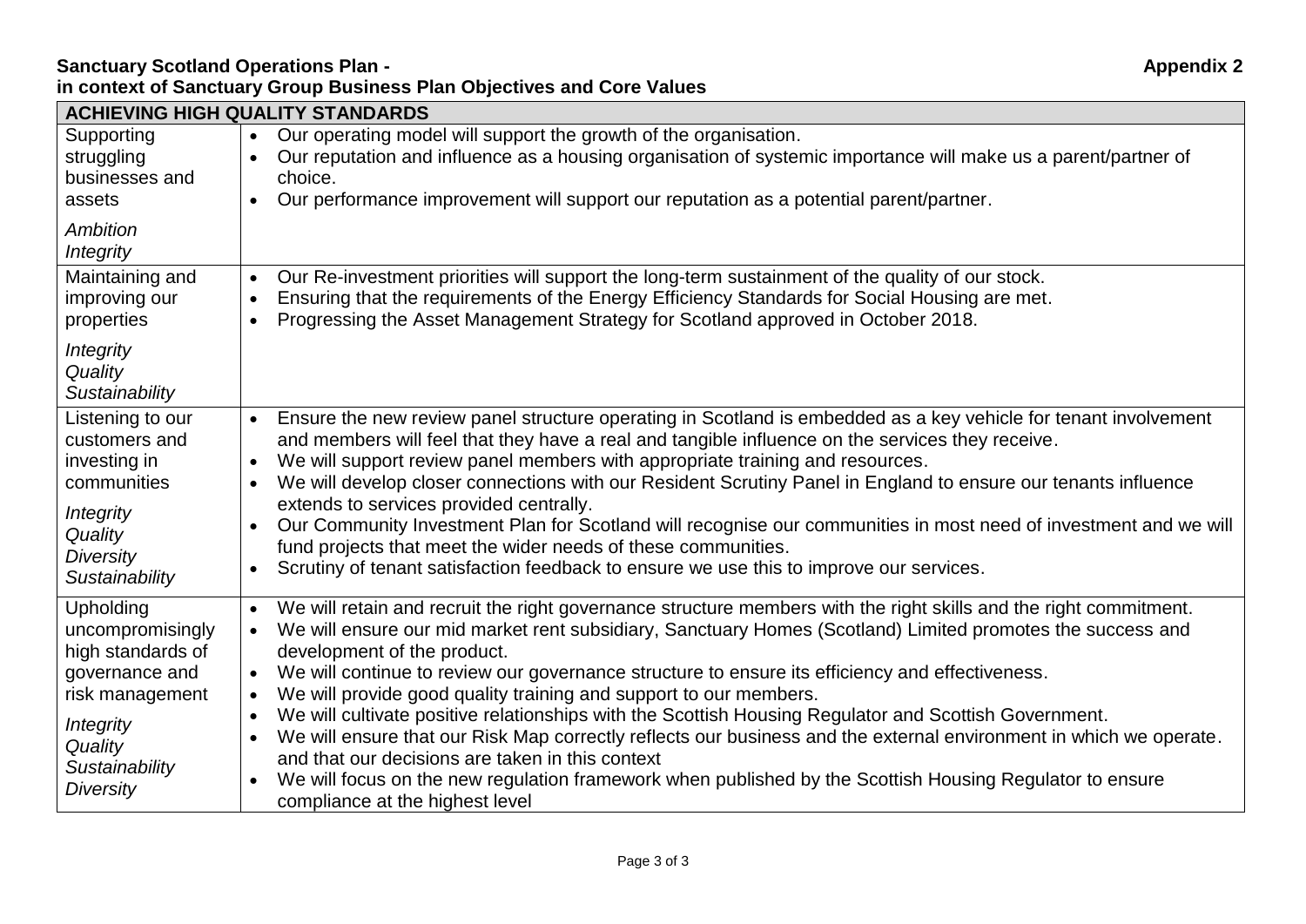**Sanctuary Scotland Operations Plan -** **Appendix 2**
**in context of Sanctuary Group Business Plan Objectives and Core Values**

| ACHIEVING HIGH QUALITY STANDARDS | |
|---|---|
| Supporting struggling businesses and assets<br><br>*Ambition*<br>*Integrity* | • Our operating model will support the growth of the organisation.<br>• Our reputation and influence as a housing organisation of systemic importance will make us a parent/partner of choice.<br>• Our performance improvement will support our reputation as a potential parent/partner. |
| Maintaining and improving our properties<br><br>*Integrity*<br>*Quality*<br>*Sustainability* | • Our Re-investment priorities will support the long-term sustainment of the quality of our stock.<br>• Ensuring that the requirements of the Energy Efficiency Standards for Social Housing are met.<br>• Progressing the Asset Management Strategy for Scotland approved in October 2018. |
| Listening to our customers and investing in communities<br><br>*Integrity*<br>*Quality*<br>*Diversity*<br>*Sustainability* | • Ensure the new review panel structure operating in Scotland is embedded as a key vehicle for tenant involvement and members will feel that they have a real and tangible influence on the services they receive.<br>• We will support review panel members with appropriate training and resources.<br>• We will develop closer connections with our Resident Scrutiny Panel in England to ensure our tenants influence extends to services provided centrally.<br>• Our Community Investment Plan for Scotland will recognise our communities in most need of investment and we will fund projects that meet the wider needs of these communities.<br>• Scrutiny of tenant satisfaction feedback to ensure we use this to improve our services. |
| Upholding uncompromisingly high standards of governance and risk management<br><br>*Integrity*<br>*Quality*<br>*Sustainability*<br>*Diversity* | • We will retain and recruit the right governance structure members with the right skills and the right commitment.<br>• We will ensure our mid market rent subsidiary, Sanctuary Homes (Scotland) Limited promotes the success and development of the product.<br>• We will continue to review our governance structure to ensure its efficiency and effectiveness.<br>• We will provide good quality training and support to our members.<br>• We will cultivate positive relationships with the Scottish Housing Regulator and Scottish Government.<br>• We will ensure that our Risk Map correctly reflects our business and the external environment in which we operate. and that our decisions are taken in this context<br>• We will focus on the new regulation framework when published by the Scottish Housing Regulator to ensure compliance at the highest level |